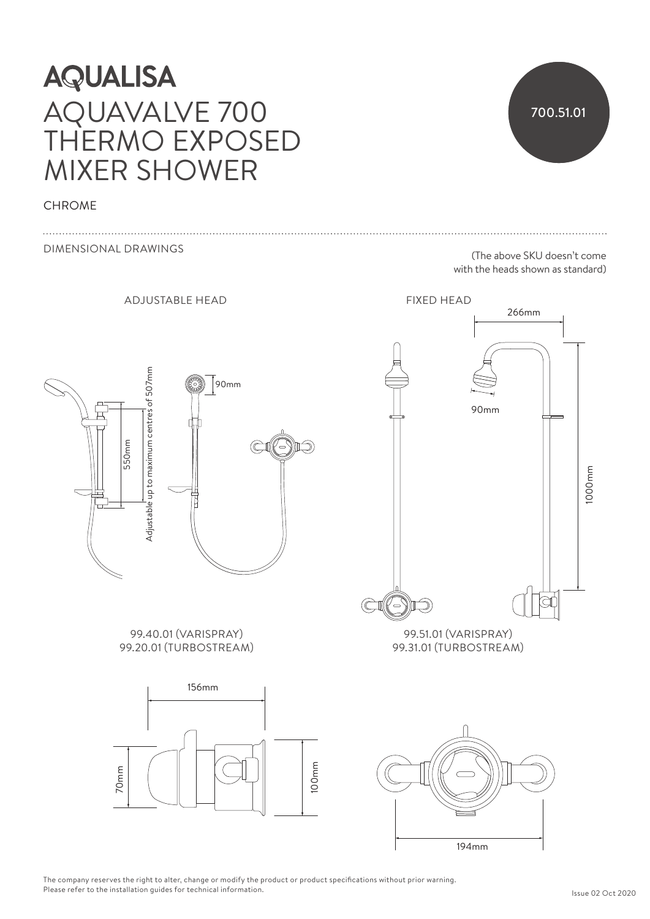# AQUALISA

# AQUAVALVE 700 THERMO EXPOSED MIXER SHOWER

700.51.01

CHROME

DIMENSIONAL DRAWINGS

(The above SKU doesn't come with the heads shown as standard)

ADJUSTABLE HEAD

90mm

550mm

Adjustable up to maximum centres of 507mm

99.40.01 (VARISPRAY)
99.20.01 (TURBOSTREAM)

FIXED HEAD

266mm

90mm

1000mm

99.51.01 (VARISPRAY)
99.31.01 (TURBOSTREAM)

156mm

70mm

100mm

194mm

The company reserves the right to alter, change or modify the product or product specifications without prior warning.
Please refer to the installation guides for technical information.

Issue 02 Oct 2020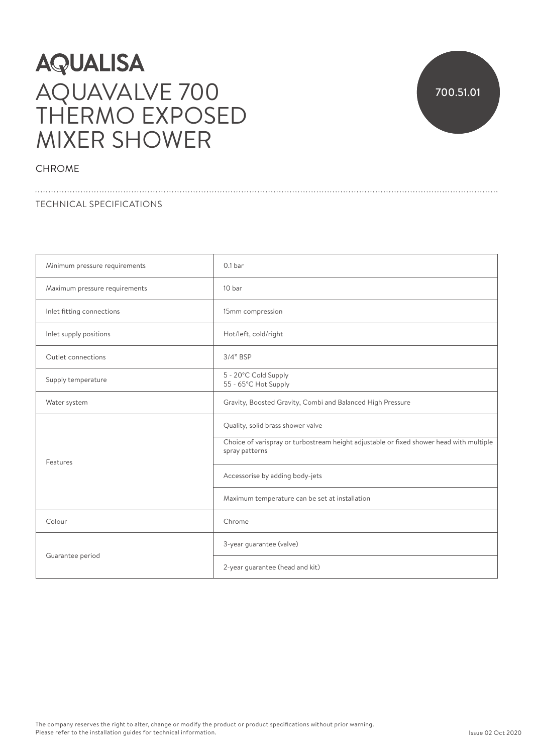# AQUALISA

# AQUAVALVE 700 THERMO EXPOSED MIXER SHOWER

700.51.01

CHROME

TECHNICAL SPECIFICATIONS

| | |
|---|---|
| Minimum pressure requirements | 0.1 bar |
| Maximum pressure requirements | 10 bar |
| Inlet fitting connections | 15mm compression |
| Inlet supply positions | Hot/left, cold/right |
| Outlet connections | 3/4" BSP |
| Supply temperature | 5 - 20°C Cold Supply<br>55 - 65°C Hot Supply |
| Water system | Gravity, Boosted Gravity, Combi and Balanced High Pressure |
| Features | Quality, solid brass shower valve |
| | Choice of varispray or turbostream height adjustable or fixed shower head with multiple spray patterns |
| | Accessorise by adding body-jets |
| | Maximum temperature can be set at installation |
| Colour | Chrome |
| Guarantee period | 3-year guarantee (valve) |
| | 2-year guarantee (head and kit) |

The company reserves the right to alter, change or modify the product or product specifications without prior warning.
Please refer to the installation guides for technical information.

Issue 02 Oct 2020